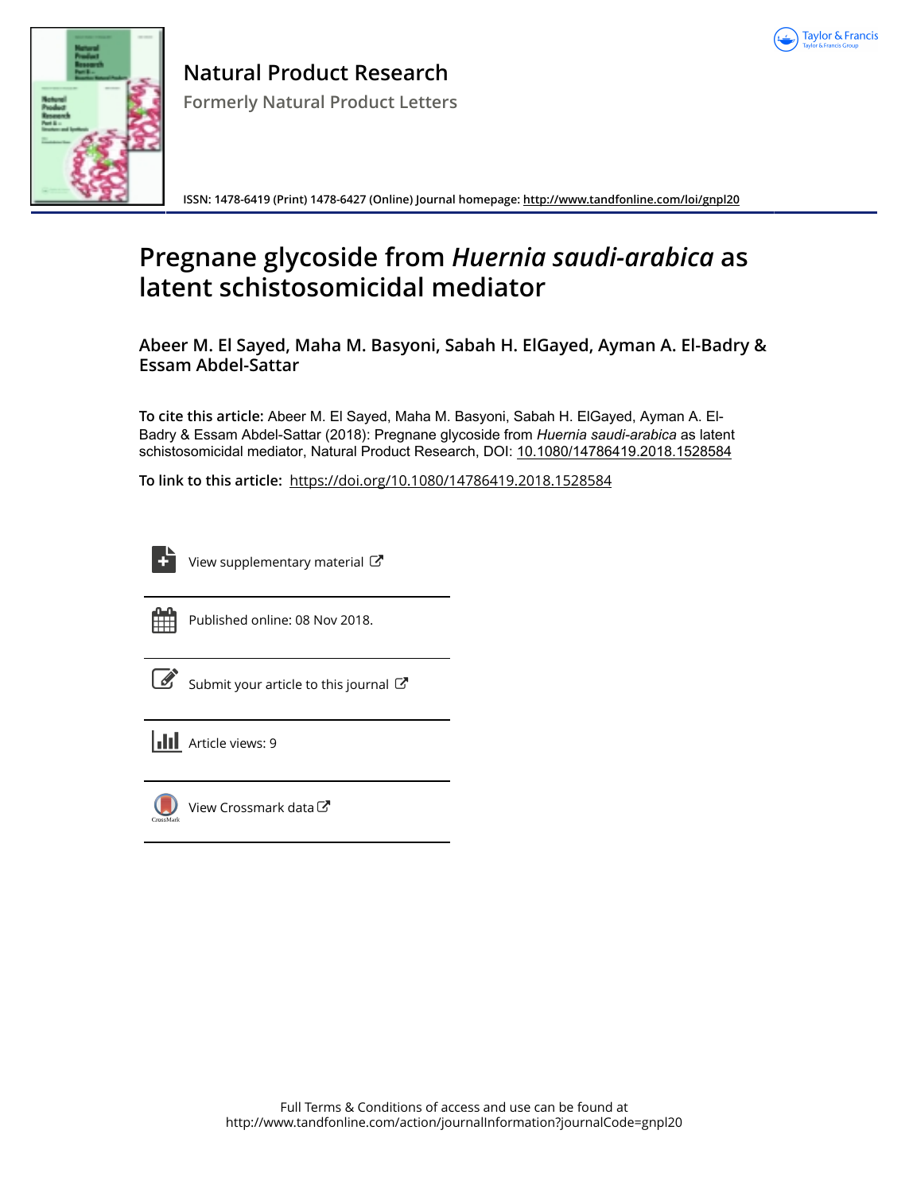# Natural Product Research

Formerly Natural Product Letters

ISSN: 1478-6419 (Print) 1478-6427 (Online) Journal homepage: http://www.tandfonline.com/loi/gnpl20

# Pregnane glycoside from *Huernia saudi-arabica* as latent schistosomicidal mediator

**Abeer M. El Sayed, Maha M. Basyoni, Sabah H. ElGayed, Ayman A. El-Badry & Essam Abdel-Sattar**

**To cite this article:** Abeer M. El Sayed, Maha M. Basyoni, Sabah H. ElGayed, Ayman A. El-Badry & Essam Abdel-Sattar (2018): Pregnane glycoside from *Huernia saudi-arabica* as latent schistosomicidal mediator, Natural Product Research, DOI: 10.1080/14786419.2018.1528584

**To link to this article:** https://doi.org/10.1080/14786419.2018.1528584

View supplementary material

Published online: 08 Nov 2018.

Submit your article to this journal

Article views: 9

View Crossmark data

Full Terms & Conditions of access and use can be found at
http://www.tandfonline.com/action/journalInformation?journalCode=gnpl20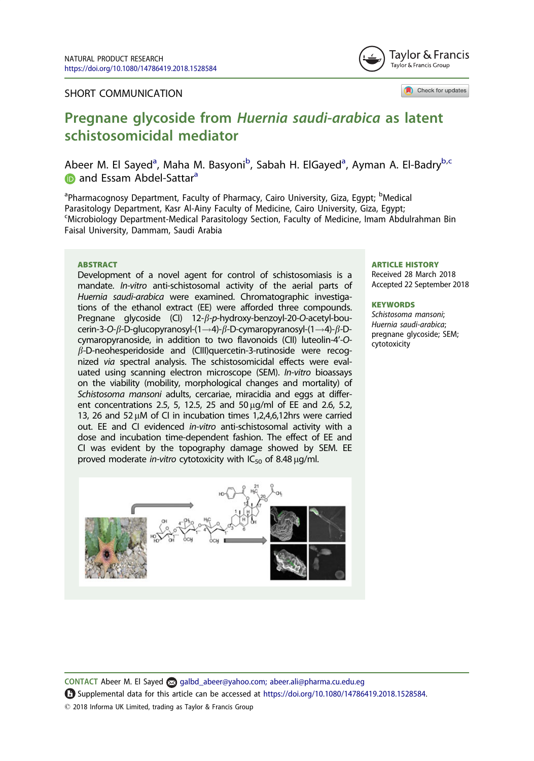NATURAL PRODUCT RESEARCH
https://doi.org/10.1080/14786419.2018.1528584

SHORT COMMUNICATION

# Pregnane glycoside from *Huernia saudi-arabica* as latent schistosomicidal mediator

Abeer M. El Sayed[a], Maha M. Basyoni[b], Sabah H. ElGayed[a], Ayman A. El-Badry[b,c] and Essam Abdel-Sattar[a]

[a]Pharmacognosy Department, Faculty of Pharmacy, Cairo University, Giza, Egypt; [b]Medical Parasitology Department, Kasr Al-Ainy Faculty of Medicine, Cairo University, Giza, Egypt; [c]Microbiology Department-Medical Parasitology Section, Faculty of Medicine, Imam Abdulrahman Bin Faisal University, Dammam, Saudi Arabia

## ABSTRACT

Development of a novel agent for control of schistosomiasis is a mandate. *In-vitro* anti-schistosomal activity of the aerial parts of *Huernia saudi-arabica* were examined. Chromatographic investigations of the ethanol extract (EE) were afforded three compounds. Pregnane glycoside (CI) 12-*β*-*p*-hydroxy-benzoyl-20-*O*-acetyl-boucerin-3-*O*-*β*-D-glucopyranosyl-(1⟶4)-*β*-D-cymaropyranosyl-(1⟶4)-*β*-D-cymaropyranoside, in addition to two flavonoids (CII) luteolin-4′-*O*-*β*-D-neohesperidoside and (CIII)quercetin-3-rutinoside were recognized *via* spectral analysis. The schistosomicidal effects were evaluated using scanning electron microscope (SEM). *In-vitro* bioassays on the viability (mobility, morphological changes and mortality) of *Schistosoma mansoni* adults, cercariae, miracidia and eggs at different concentrations 2.5, 5, 12.5, 25 and 50 µg/ml of EE and 2.6, 5.2, 13, 26 and 52 µM of CI in incubation times 1,2,4,6,12hrs were carried out. EE and CI evidenced *in-vitro* anti-schistosomal activity with a dose and incubation time-dependent fashion. The effect of EE and CI was evident by the topography damage showed by SEM. EE proved moderate *in-vitro* cytotoxicity with $IC_{50}$ of 8.48 µg/ml.

## ARTICLE HISTORY

Received 28 March 2018
Accepted 22 September 2018

## KEYWORDS

*Schistosoma mansoni*; *Huernia saudi-arabica*; pregnane glycoside; SEM; cytotoxicity

CONTACT Abeer M. El Sayed galbd_abeer@yahoo.com; abeer.ali@pharma.cu.edu.eg

Supplemental data for this article can be accessed at https://doi.org/10.1080/14786419.2018.1528584.

© 2018 Informa UK Limited, trading as Taylor & Francis Group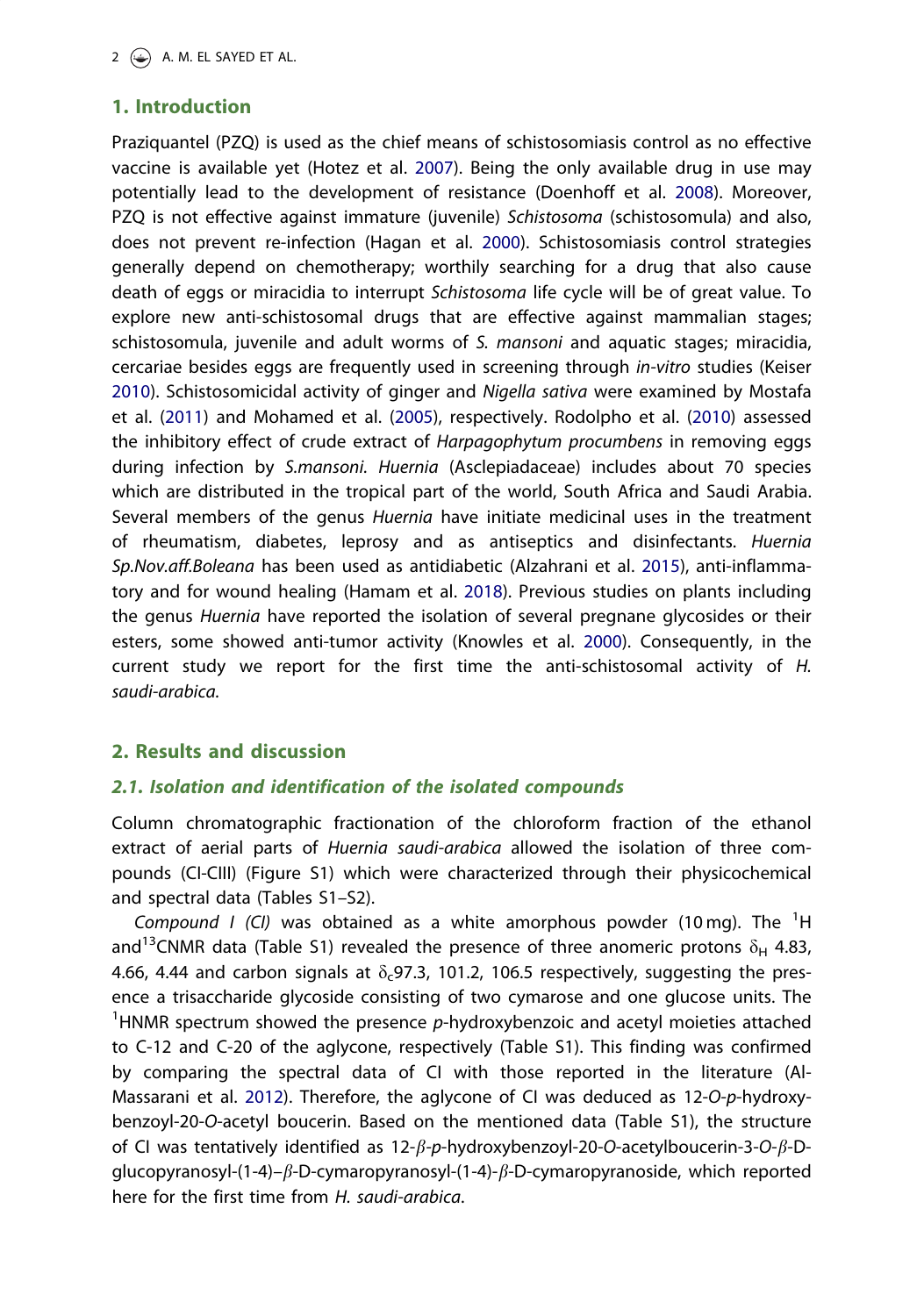## 1. Introduction

Praziquantel (PZQ) is used as the chief means of schistosomiasis control as no effective vaccine is available yet (Hotez et al. 2007). Being the only available drug in use may potentially lead to the development of resistance (Doenhoff et al. 2008). Moreover, PZQ is not effective against immature (juvenile) *Schistosoma* (schistosomula) and also, does not prevent re-infection (Hagan et al. 2000). Schistosomiasis control strategies generally depend on chemotherapy; worthily searching for a drug that also cause death of eggs or miracidia to interrupt *Schistosoma* life cycle will be of great value. To explore new anti-schistosomal drugs that are effective against mammalian stages; schistosomula, juvenile and adult worms of *S. mansoni* and aquatic stages; miracidia, cercariae besides eggs are frequently used in screening through *in-vitro* studies (Keiser 2010). Schistosomicidal activity of ginger and *Nigella sativa* were examined by Mostafa et al. (2011) and Mohamed et al. (2005), respectively. Rodolpho et al. (2010) assessed the inhibitory effect of crude extract of *Harpagophytum procumbens* in removing eggs during infection by *S.mansoni*. *Huernia* (Asclepiadaceae) includes about 70 species which are distributed in the tropical part of the world, South Africa and Saudi Arabia. Several members of the genus *Huernia* have initiate medicinal uses in the treatment of rheumatism, diabetes, leprosy and as antiseptics and disinfectants. *Huernia Sp.Nov.aff.Boleana* has been used as antidiabetic (Alzahrani et al. 2015), anti-inflammatory and for wound healing (Hamam et al. 2018). Previous studies on plants including the genus *Huernia* have reported the isolation of several pregnane glycosides or their esters, some showed anti-tumor activity (Knowles et al. 2000). Consequently, in the current study we report for the first time the anti-schistosomal activity of *H. saudi-arabica.*

## 2. Results and discussion

### 2.1. Isolation and identification of the isolated compounds

Column chromatographic fractionation of the chloroform fraction of the ethanol extract of aerial parts of *Huernia saudi-arabica* allowed the isolation of three compounds (CI-CIII) (Figure S1) which were characterized through their physicochemical and spectral data (Tables S1–S2).

*Compound I (CI)* was obtained as a white amorphous powder (10 mg). The $^{1}$H and$^{13}$CNMR data (Table S1) revealed the presence of three anomeric protons $\delta_H$ 4.83, 4.66, 4.44 and carbon signals at $\delta_c$97.3, 101.2, 106.5 respectively, suggesting the presence a trisaccharide glycoside consisting of two cymarose and one glucose units. The $^{1}$HNMR spectrum showed the presence *p*-hydroxybenzoic and acetyl moieties attached to C-12 and C-20 of the aglycone, respectively (Table S1). This finding was confirmed by comparing the spectral data of CI with those reported in the literature (Al-Massarani et al. 2012). Therefore, the aglycone of CI was deduced as 12-*O*-*p*-hydroxybenzoyl-20-*O*-acetyl boucerin. Based on the mentioned data (Table S1), the structure of CI was tentatively identified as 12-$\beta$-*p*-hydroxybenzoyl-20-*O*-acetylboucerin-3-*O*-$\beta$-D-glucopyranosyl-(1-4)–$\beta$-D-cymaropyranosyl-(1-4)-$\beta$-D-cymaropyranoside, which reported here for the first time from *H. saudi-arabica*.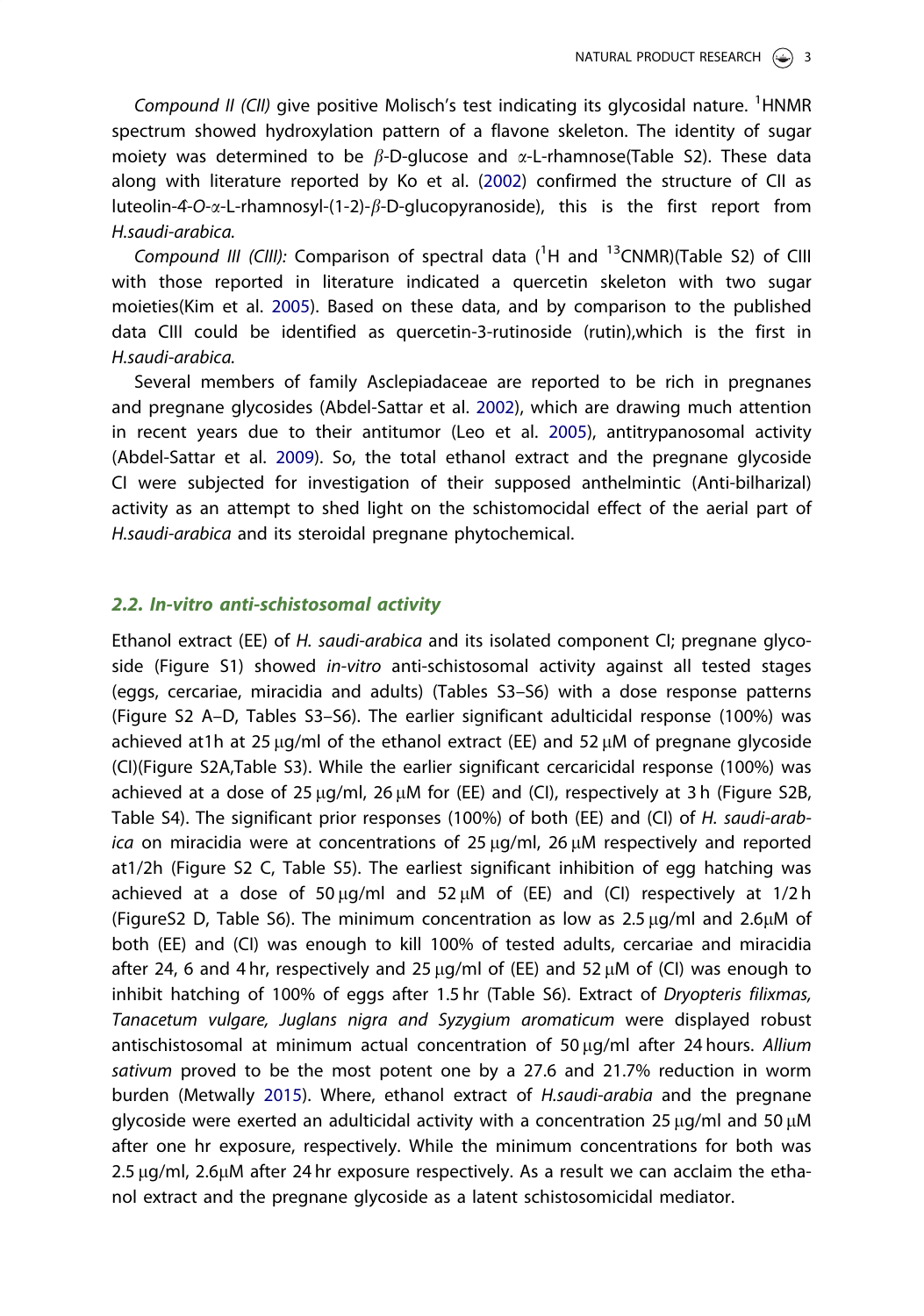*Compound II (CII)* give positive Molisch's test indicating its glycosidal nature. $^{1}$HNMR spectrum showed hydroxylation pattern of a flavone skeleton. The identity of sugar moiety was determined to be $\beta$-D-glucose and $\alpha$-L-rhamnose(Table S2). These data along with literature reported by Ko et al. (2002) confirmed the structure of CII as luteolin-4-*O*-$\alpha$-L-rhamnosyl-(1-2)-$\beta$-D-glucopyranoside), this is the first report from *H.saudi-arabica*.

*Compound III (CIII):* Comparison of spectral data ($^{1}$H and $^{13}$CNMR)(Table S2) of CIII with those reported in literature indicated a quercetin skeleton with two sugar moieties(Kim et al. 2005). Based on these data, and by comparison to the published data CIII could be identified as quercetin-3-rutinoside (rutin),which is the first in *H.saudi-arabica*.

Several members of family Asclepiadaceae are reported to be rich in pregnanes and pregnane glycosides (Abdel-Sattar et al. 2002), which are drawing much attention in recent years due to their antitumor (Leo et al. 2005), antitrypanosomal activity (Abdel-Sattar et al. 2009). So, the total ethanol extract and the pregnane glycoside CI were subjected for investigation of their supposed anthelmintic (Anti-bilharizal) activity as an attempt to shed light on the schistomocidal effect of the aerial part of *H.saudi-arabica* and its steroidal pregnane phytochemical.

### *2.2. In-vitro anti-schistosomal activity*

Ethanol extract (EE) of *H. saudi-arabica* and its isolated component CI; pregnane glycoside (Figure S1) showed *in-vitro* anti-schistosomal activity against all tested stages (eggs, cercariae, miracidia and adults) (Tables S3–S6) with a dose response patterns (Figure S2 A–D, Tables S3–S6). The earlier significant adulticidal response (100%) was achieved at1h at 25 μg/ml of the ethanol extract (EE) and 52 μM of pregnane glycoside (CI)(Figure S2A,Table S3). While the earlier significant cercaricidal response (100%) was achieved at a dose of 25 μg/ml, 26 μM for (EE) and (CI), respectively at 3 h (Figure S2B, Table S4). The significant prior responses (100%) of both (EE) and (CI) of *H. saudi-arabica* on miracidia were at concentrations of 25 μg/ml, 26 μM respectively and reported at1/2h (Figure S2 C, Table S5). The earliest significant inhibition of egg hatching was achieved at a dose of 50 μg/ml and 52 μM of (EE) and (CI) respectively at 1/2 h (FigureS2 D, Table S6). The minimum concentration as low as 2.5 μg/ml and 2.6μM of both (EE) and (CI) was enough to kill 100% of tested adults, cercariae and miracidia after 24, 6 and 4 hr, respectively and 25 μg/ml of (EE) and 52 μM of (CI) was enough to inhibit hatching of 100% of eggs after 1.5 hr (Table S6). Extract of *Dryopteris filixmas, Tanacetum vulgare, Juglans nigra and Syzygium aromaticum* were displayed robust antischistosomal at minimum actual concentration of 50 μg/ml after 24 hours. *Allium sativum* proved to be the most potent one by a 27.6 and 21.7% reduction in worm burden (Metwally 2015). Where, ethanol extract of *H.saudi-arabia* and the pregnane glycoside were exerted an adulticidal activity with a concentration 25 μg/ml and 50 μM after one hr exposure, respectively. While the minimum concentrations for both was 2.5 μg/ml, 2.6μM after 24 hr exposure respectively. As a result we can acclaim the ethanol extract and the pregnane glycoside as a latent schistosomicidal mediator.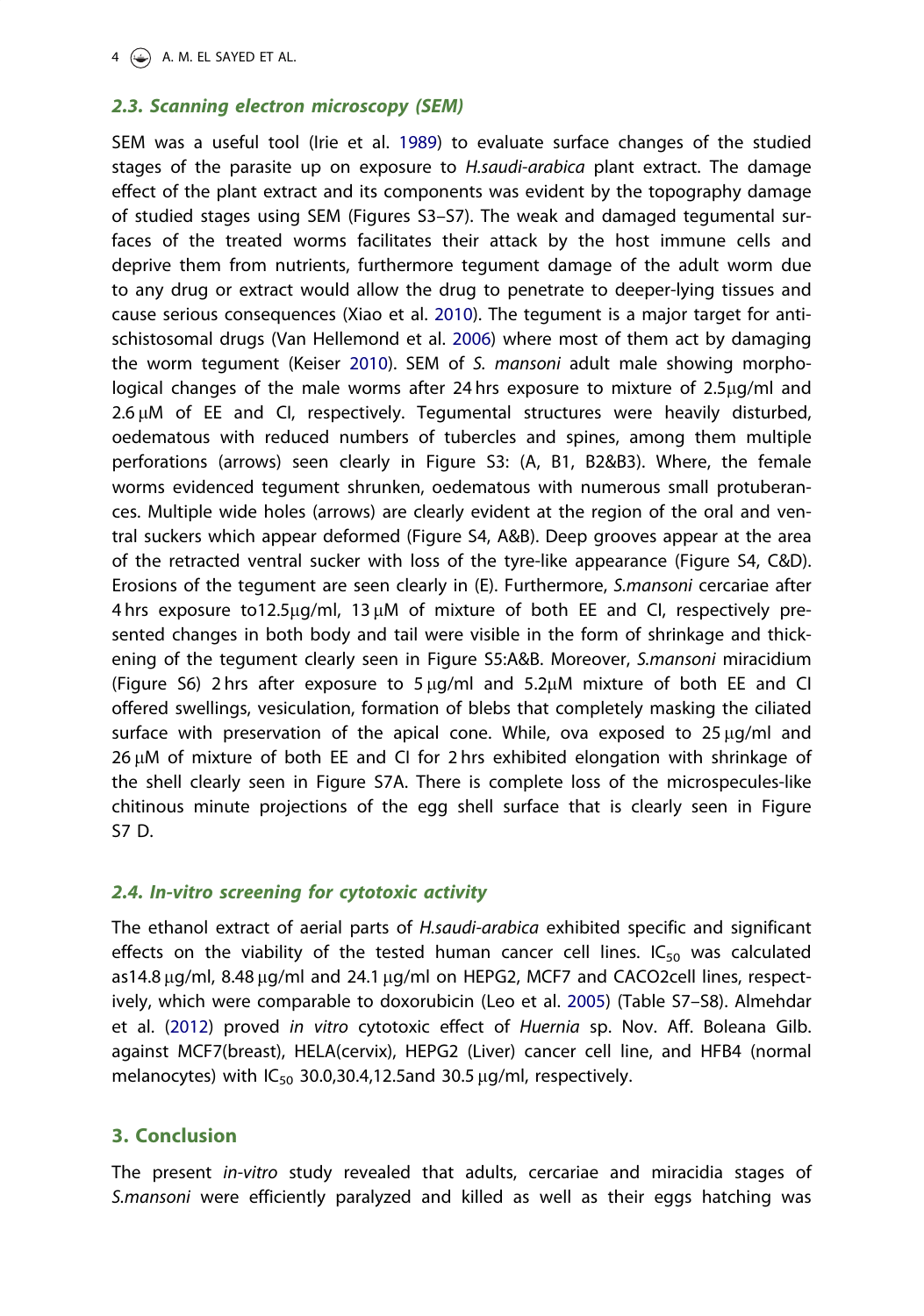### *2.3. Scanning electron microscopy (SEM)*

SEM was a useful tool (Irie et al. 1989) to evaluate surface changes of the studied stages of the parasite up on exposure to *H.saudi-arabica* plant extract. The damage effect of the plant extract and its components was evident by the topography damage of studied stages using SEM (Figures S3–S7). The weak and damaged tegumental surfaces of the treated worms facilitates their attack by the host immune cells and deprive them from nutrients, furthermore tegument damage of the adult worm due to any drug or extract would allow the drug to penetrate to deeper-lying tissues and cause serious consequences (Xiao et al. 2010). The tegument is a major target for anti-schistosomal drugs (Van Hellemond et al. 2006) where most of them act by damaging the worm tegument (Keiser 2010). SEM of *S. mansoni* adult male showing morphological changes of the male worms after 24 hrs exposure to mixture of 2.5μg/ml and 2.6 μM of EE and CI, respectively. Tegumental structures were heavily disturbed, oedematous with reduced numbers of tubercles and spines, among them multiple perforations (arrows) seen clearly in Figure S3: (A, B1, B2&B3). Where, the female worms evidenced tegument shrunken, oedematous with numerous small protuberances. Multiple wide holes (arrows) are clearly evident at the region of the oral and ventral suckers which appear deformed (Figure S4, A&B). Deep grooves appear at the area of the retracted ventral sucker with loss of the tyre-like appearance (Figure S4, C&D). Erosions of the tegument are seen clearly in (E). Furthermore, *S.mansoni* cercariae after 4 hrs exposure to12.5μg/ml, 13 μM of mixture of both EE and CI, respectively presented changes in both body and tail were visible in the form of shrinkage and thickening of the tegument clearly seen in Figure S5:A&B. Moreover, *S.mansoni* miracidium (Figure S6) 2 hrs after exposure to 5 μg/ml and 5.2μM mixture of both EE and CI offered swellings, vesiculation, formation of blebs that completely masking the ciliated surface with preservation of the apical cone. While, ova exposed to 25 μg/ml and 26 μM of mixture of both EE and CI for 2 hrs exhibited elongation with shrinkage of the shell clearly seen in Figure S7A. There is complete loss of the microspecules-like chitinous minute projections of the egg shell surface that is clearly seen in Figure S7 D.

### *2.4. In-vitro screening for cytotoxic activity*

The ethanol extract of aerial parts of *H.saudi-arabica* exhibited specific and significant effects on the viability of the tested human cancer cell lines. $IC_{50}$ was calculated as14.8 μg/ml, 8.48 μg/ml and 24.1 μg/ml on HEPG2, MCF7 and CACO2cell lines, respectively, which were comparable to doxorubicin (Leo et al. 2005) (Table S7–S8). Almehdar et al. (2012) proved *in vitro* cytotoxic effect of *Huernia* sp. Nov. Aff. Boleana Gilb. against MCF7(breast), HELA(cervix), HEPG2 (Liver) cancer cell line, and HFB4 (normal melanocytes) with $IC_{50}$ 30.0,30.4,12.5and 30.5 μg/ml, respectively.

## 3. Conclusion

The present *in-vitro* study revealed that adults, cercariae and miracidia stages of *S.mansoni* were efficiently paralyzed and killed as well as their eggs hatching was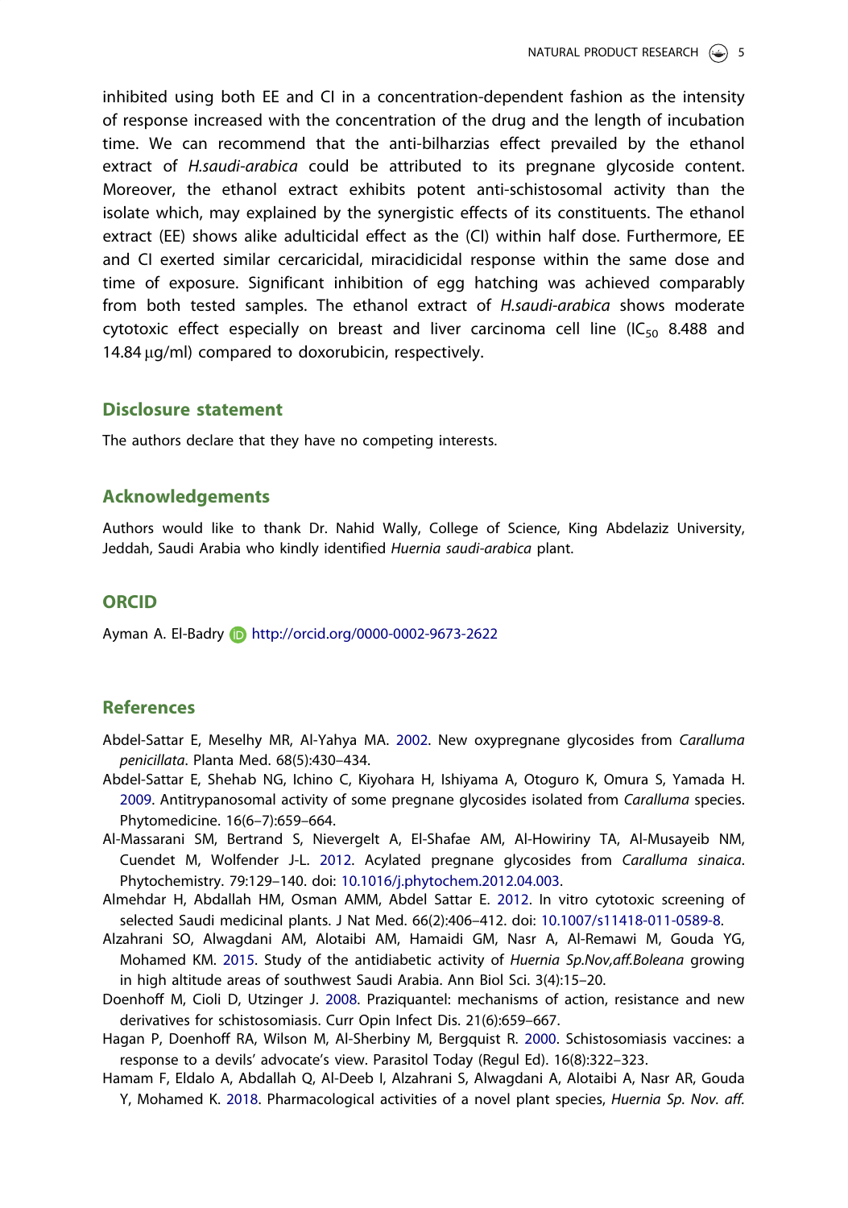inhibited using both EE and CI in a concentration-dependent fashion as the intensity of response increased with the concentration of the drug and the length of incubation time. We can recommend that the anti-bilharzias effect prevailed by the ethanol extract of *H.saudi-arabica* could be attributed to its pregnane glycoside content. Moreover, the ethanol extract exhibits potent anti-schistosomal activity than the isolate which, may explained by the synergistic effects of its constituents. The ethanol extract (EE) shows alike adulticidal effect as the (CI) within half dose. Furthermore, EE and CI exerted similar cercaricidal, miracidicidal response within the same dose and time of exposure. Significant inhibition of egg hatching was achieved comparably from both tested samples. The ethanol extract of *H.saudi-arabica* shows moderate cytotoxic effect especially on breast and liver carcinoma cell line ($IC_{50}$ 8.488 and 14.84 μg/ml) compared to doxorubicin, respectively.

## Disclosure statement

The authors declare that they have no competing interests.

## Acknowledgements

Authors would like to thank Dr. Nahid Wally, College of Science, King Abdelaziz University, Jeddah, Saudi Arabia who kindly identified *Huernia saudi-arabica* plant.

## ORCID

Ayman A. El-Badry http://orcid.org/0000-0002-9673-2622

## References

Abdel-Sattar E, Meselhy MR, Al-Yahya MA. 2002. New oxypregnane glycosides from *Caralluma penicillata*. Planta Med. 68(5):430–434.

Abdel-Sattar E, Shehab NG, Ichino C, Kiyohara H, Ishiyama A, Otoguro K, Omura S, Yamada H. 2009. Antitrypanosomal activity of some pregnane glycosides isolated from *Caralluma* species. Phytomedicine. 16(6–7):659–664.

Al-Massarani SM, Bertrand S, Nievergelt A, El-Shafae AM, Al-Howiriny TA, Al-Musayeib NM, Cuendet M, Wolfender J-L. 2012. Acylated pregnane glycosides from *Caralluma sinaica*. Phytochemistry. 79:129–140. doi: 10.1016/j.phytochem.2012.04.003.

Almehdar H, Abdallah HM, Osman AMM, Abdel Sattar E. 2012. In vitro cytotoxic screening of selected Saudi medicinal plants. J Nat Med. 66(2):406–412. doi: 10.1007/s11418-011-0589-8.

Alzahrani SO, Alwagdani AM, Alotaibi AM, Hamaidi GM, Nasr A, Al-Remawi M, Gouda YG, Mohamed KM. 2015. Study of the antidiabetic activity of *Huernia Sp.Nov,aff.Boleana* growing in high altitude areas of southwest Saudi Arabia. Ann Biol Sci. 3(4):15–20.

Doenhoff M, Cioli D, Utzinger J. 2008. Praziquantel: mechanisms of action, resistance and new derivatives for schistosomiasis. Curr Opin Infect Dis. 21(6):659–667.

Hagan P, Doenhoff RA, Wilson M, Al-Sherbiny M, Bergquist R. 2000. Schistosomiasis vaccines: a response to a devils' advocate's view. Parasitol Today (Regul Ed). 16(8):322–323.

Hamam F, Eldalo A, Abdallah Q, Al-Deeb I, Alzahrani S, Alwagdani A, Alotaibi A, Nasr AR, Gouda Y, Mohamed K. 2018. Pharmacological activities of a novel plant species, *Huernia Sp. Nov. aff.*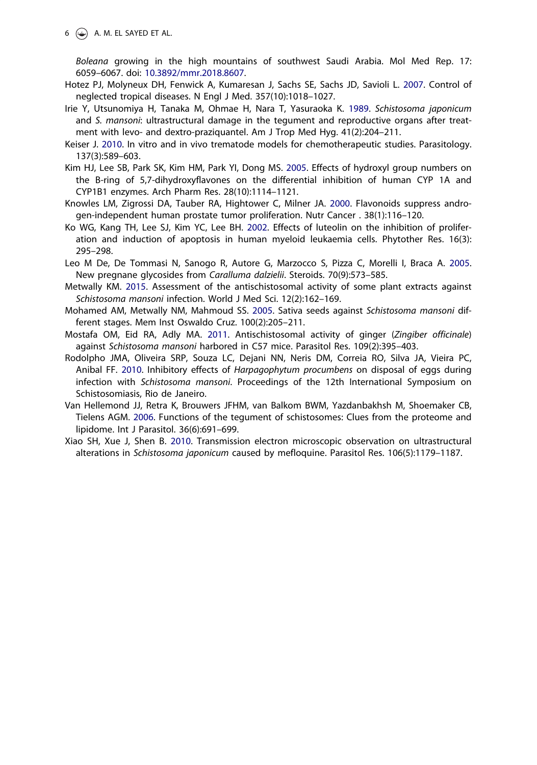*Boleana* growing in the high mountains of southwest Saudi Arabia. Mol Med Rep. 17: 6059–6067. doi: 10.3892/mmr.2018.8607.

Hotez PJ, Molyneux DH, Fenwick A, Kumaresan J, Sachs SE, Sachs JD, Savioli L. 2007. Control of neglected tropical diseases. N Engl J Med. 357(10):1018–1027.

Irie Y, Utsunomiya H, Tanaka M, Ohmae H, Nara T, Yasuraoka K. 1989. *Schistosoma japonicum* and *S. mansoni*: ultrastructural damage in the tegument and reproductive organs after treatment with levo- and dextro-praziquantel. Am J Trop Med Hyg. 41(2):204–211.

Keiser J. 2010. In vitro and in vivo trematode models for chemotherapeutic studies. Parasitology. 137(3):589–603.

Kim HJ, Lee SB, Park SK, Kim HM, Park YI, Dong MS. 2005. Effects of hydroxyl group numbers on the B-ring of 5,7-dihydroxyflavones on the differential inhibition of human CYP 1A and CYP1B1 enzymes. Arch Pharm Res. 28(10):1114–1121.

Knowles LM, Zigrossi DA, Tauber RA, Hightower C, Milner JA. 2000. Flavonoids suppress androgen-independent human prostate tumor proliferation. Nutr Cancer . 38(1):116–120.

Ko WG, Kang TH, Lee SJ, Kim YC, Lee BH. 2002. Effects of luteolin on the inhibition of proliferation and induction of apoptosis in human myeloid leukaemia cells. Phytother Res. 16(3): 295–298.

Leo M De, De Tommasi N, Sanogo R, Autore G, Marzocco S, Pizza C, Morelli I, Braca A. 2005. New pregnane glycosides from *Caralluma dalzielii*. Steroids. 70(9):573–585.

Metwally KM. 2015. Assessment of the antischistosomal activity of some plant extracts against *Schistosoma mansoni* infection. World J Med Sci. 12(2):162–169.

Mohamed AM, Metwally NM, Mahmoud SS. 2005. Sativa seeds against *Schistosoma mansoni* different stages. Mem Inst Oswaldo Cruz. 100(2):205–211.

Mostafa OM, Eid RA, Adly MA. 2011. Antischistosomal activity of ginger (*Zingiber officinale*) against *Schistosoma mansoni* harbored in C57 mice. Parasitol Res. 109(2):395–403.

Rodolpho JMA, Oliveira SRP, Souza LC, Dejani NN, Neris DM, Correia RO, Silva JA, Vieira PC, Anibal FF. 2010. Inhibitory effects of *Harpagophytum procumbens* on disposal of eggs during infection with *Schistosoma mansoni*. Proceedings of the 12th International Symposium on Schistosomiasis, Rio de Janeiro.

Van Hellemond JJ, Retra K, Brouwers JFHM, van Balkom BWM, Yazdanbakhsh M, Shoemaker CB, Tielens AGM. 2006. Functions of the tegument of schistosomes: Clues from the proteome and lipidome. Int J Parasitol. 36(6):691–699.

Xiao SH, Xue J, Shen B. 2010. Transmission electron microscopic observation on ultrastructural alterations in *Schistosoma japonicum* caused by mefloquine. Parasitol Res. 106(5):1179–1187.